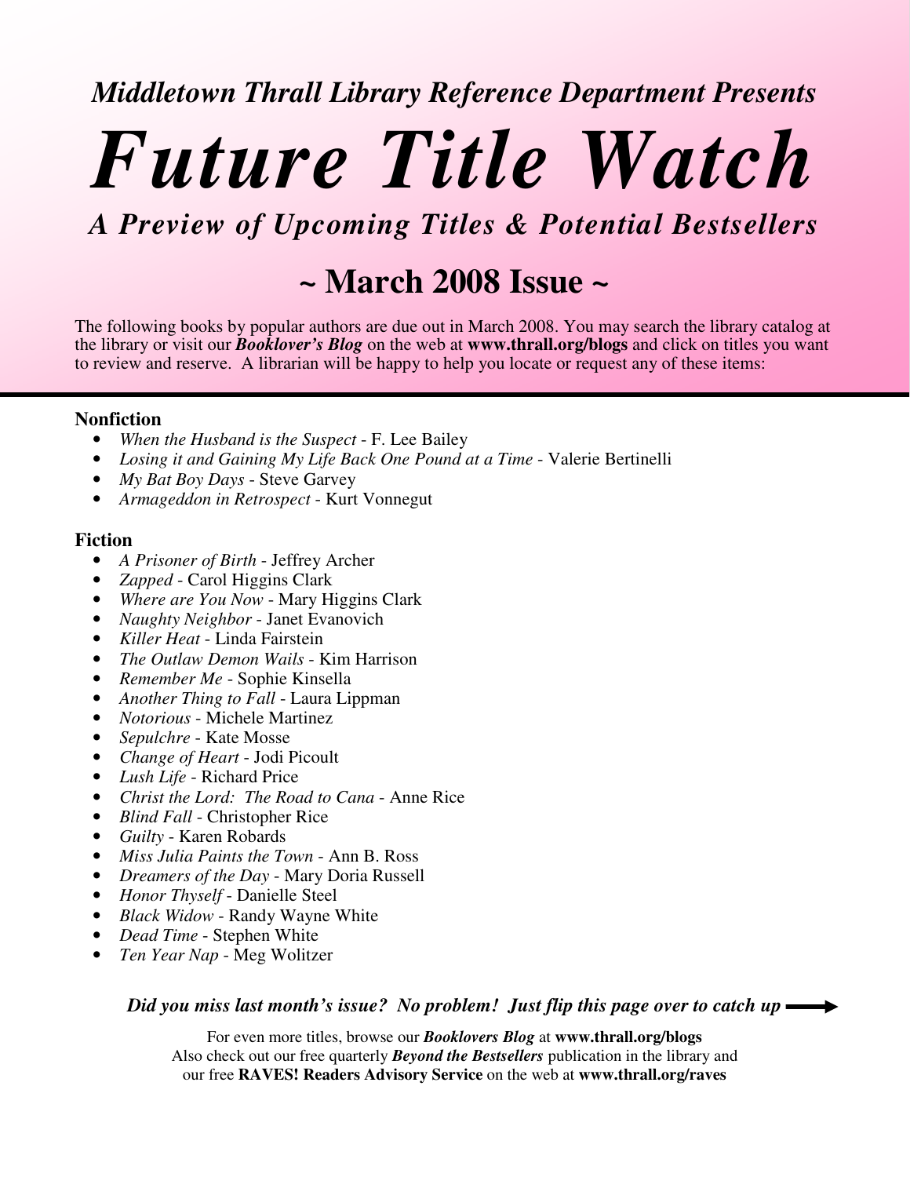*Middletown Thrall Library Reference Department Presents*

# *Future Title Watch*

## *A Preview of Upcoming Titles & Potential Bestsellers*

## ~ March 2008 Issue ~

The following books by popular authors are due out in March 2008. You may search the library catalog at the library or visit our ***Booklover's Blog*** on the web at **www.thrall.org/blogs** and click on titles you want to review and reserve. A librarian will be happy to help you locate or request any of these items:

### Nonfiction

- *When the Husband is the Suspect* - F. Lee Bailey
- *Losing it and Gaining My Life Back One Pound at a Time* - Valerie Bertinelli
- *My Bat Boy Days* - Steve Garvey
- *Armageddon in Retrospect* - Kurt Vonnegut

### Fiction

- *A Prisoner of Birth* - Jeffrey Archer
- *Zapped* - Carol Higgins Clark
- *Where are You Now* - Mary Higgins Clark
- *Naughty Neighbor* - Janet Evanovich
- *Killer Heat* - Linda Fairstein
- *The Outlaw Demon Wails* - Kim Harrison
- *Remember Me* - Sophie Kinsella
- *Another Thing to Fall* - Laura Lippman
- *Notorious* - Michele Martinez
- *Sepulchre* - Kate Mosse
- *Change of Heart* - Jodi Picoult
- *Lush Life* - Richard Price
- *Christ the Lord: The Road to Cana* - Anne Rice
- *Blind Fall* - Christopher Rice
- *Guilty* - Karen Robards
- *Miss Julia Paints the Town* - Ann B. Ross
- *Dreamers of the Day* - Mary Doria Russell
- *Honor Thyself* - Danielle Steel
- *Black Widow* - Randy Wayne White
- *Dead Time* - Stephen White
- *Ten Year Nap* - Meg Wolitzer

***Did you miss last month's issue? No problem! Just flip this page over to catch up*** →

For even more titles, browse our ***Booklovers Blog*** at **www.thrall.org/blogs**
Also check out our free quarterly ***Beyond the Bestsellers*** publication in the library and our free **RAVES! Readers Advisory Service** on the web at **www.thrall.org/raves**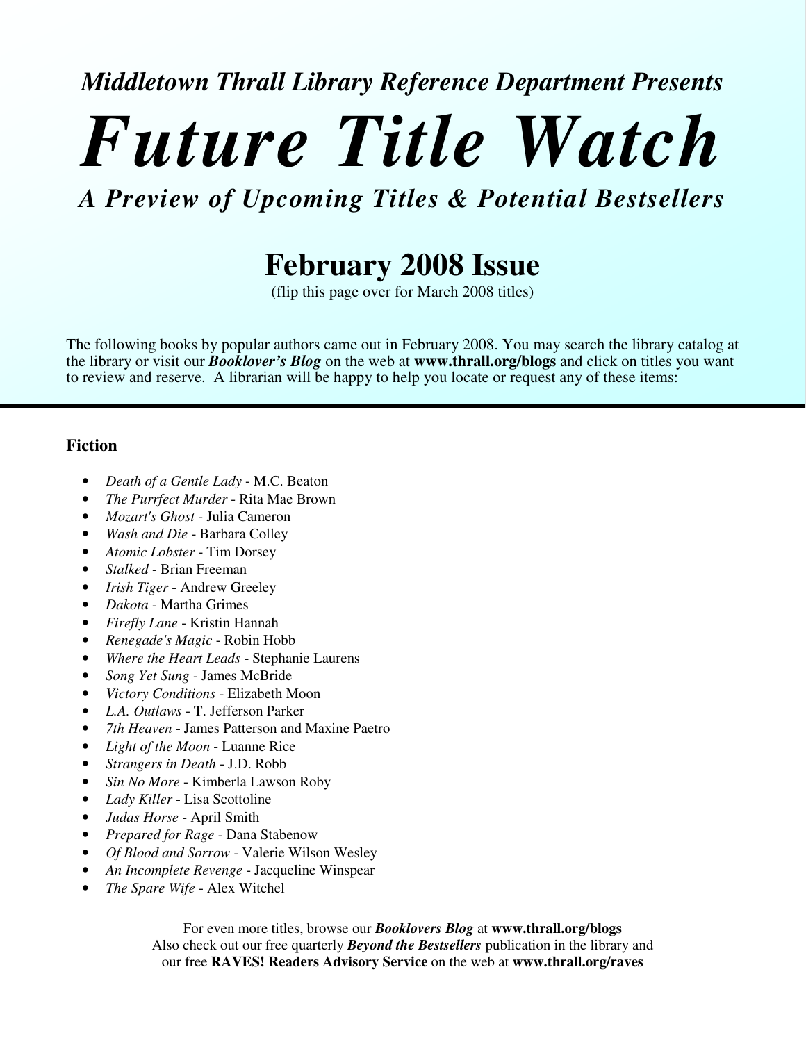*Middletown Thrall Library Reference Department Presents*

# *Future Title Watch*

***A Preview of Upcoming Titles & Potential Bestsellers***

## February 2008 Issue

(flip this page over for March 2008 titles)

The following books by popular authors came out in February 2008. You may search the library catalog at the library or visit our ***Booklover's Blog*** on the web at **www.thrall.org/blogs** and click on titles you want to review and reserve. A librarian will be happy to help you locate or request any of these items:

### Fiction

- *Death of a Gentle Lady* - M.C. Beaton
- *The Purrfect Murder* - Rita Mae Brown
- *Mozart's Ghost* - Julia Cameron
- *Wash and Die* - Barbara Colley
- *Atomic Lobster* - Tim Dorsey
- *Stalked* - Brian Freeman
- *Irish Tiger* - Andrew Greeley
- *Dakota* - Martha Grimes
- *Firefly Lane* - Kristin Hannah
- *Renegade's Magic* - Robin Hobb
- *Where the Heart Leads* - Stephanie Laurens
- *Song Yet Sung* - James McBride
- *Victory Conditions* - Elizabeth Moon
- *L.A. Outlaws* - T. Jefferson Parker
- *7th Heaven* - James Patterson and Maxine Paetro
- *Light of the Moon* - Luanne Rice
- *Strangers in Death* - J.D. Robb
- *Sin No More* - Kimberla Lawson Roby
- *Lady Killer* - Lisa Scottoline
- *Judas Horse* - April Smith
- *Prepared for Rage* - Dana Stabenow
- *Of Blood and Sorrow* - Valerie Wilson Wesley
- *An Incomplete Revenge* - Jacqueline Winspear
- *The Spare Wife* - Alex Witchel

For even more titles, browse our ***Booklovers Blog*** at **www.thrall.org/blogs**
Also check out our free quarterly ***Beyond the Bestsellers*** publication in the library and our free **RAVES! Readers Advisory Service** on the web at **www.thrall.org/raves**